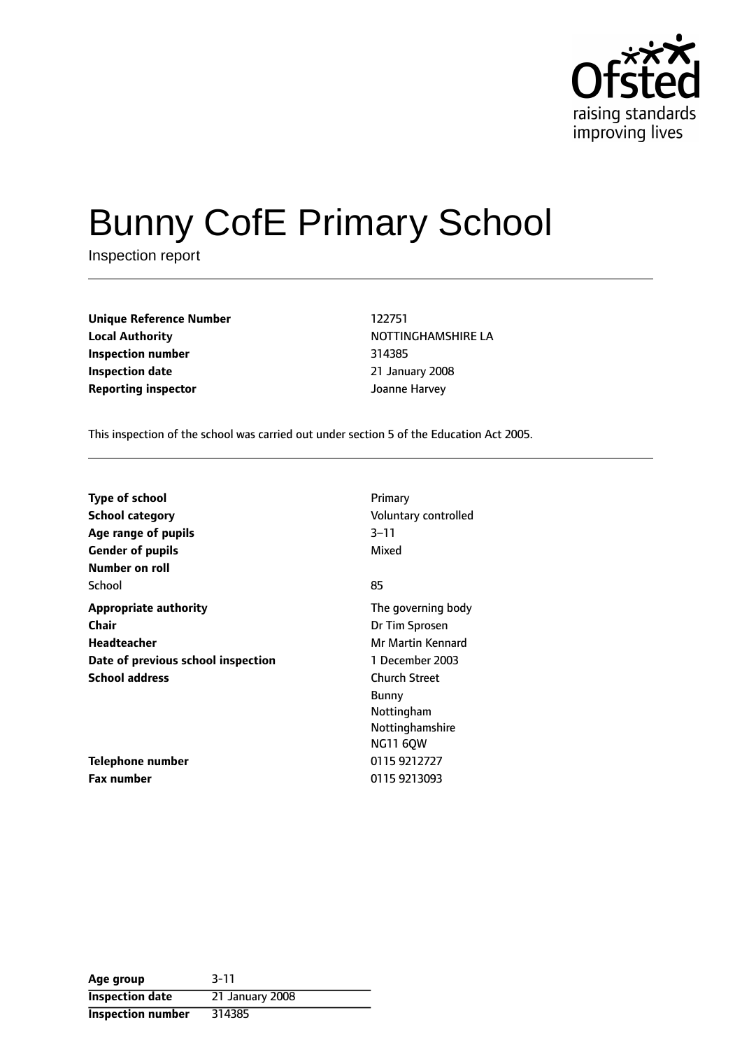# Bunny CofE Primary School

Inspection report

| | |
|---|---|
| **Unique Reference Number** | 122751 |
| **Local Authority** | NOTTINGHAMSHIRE LA |
| **Inspection number** | 314385 |
| **Inspection date** | 21 January 2008 |
| **Reporting inspector** | Joanne Harvey |

This inspection of the school was carried out under section 5 of the Education Act 2005.

| | |
|---|---|
| **Type of school** | Primary |
| **School category** | Voluntary controlled |
| **Age range of pupils** | 3–11 |
| **Gender of pupils** | Mixed |
| **Number on roll** | |
| School | 85 |
| **Appropriate authority** | The governing body |
| **Chair** | Dr Tim Sprosen |
| **Headteacher** | Mr Martin Kennard |
| **Date of previous school inspection** | 1 December 2003 |
| **School address** | Church Street<br>Bunny<br>Nottingham<br>Nottinghamshire<br>NG11 6QW |
| **Telephone number** | 0115 9212727 |
| **Fax number** | 0115 9213093 |

| | |
|---|---|
| **Age group** | 3-11 |
| **Inspection date** | 21 January 2008 |
| **Inspection number** | 314385 |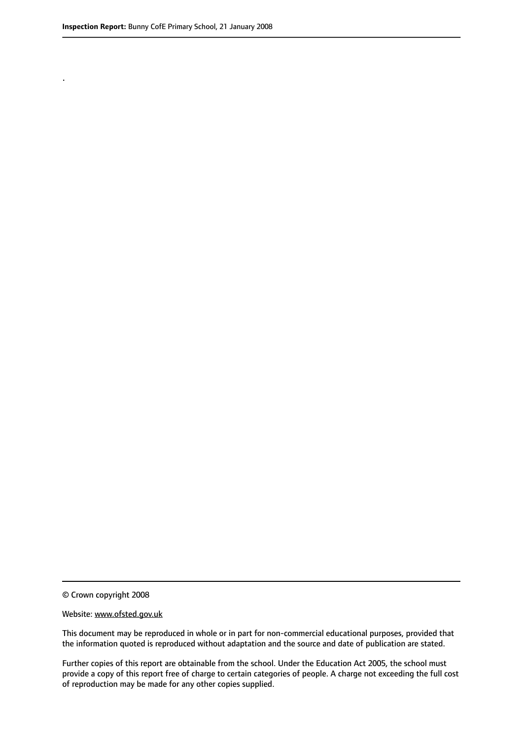.

© Crown copyright 2008

Website: www.ofsted.gov.uk

This document may be reproduced in whole or in part for non-commercial educational purposes, provided that the information quoted is reproduced without adaptation and the source and date of publication are stated.

Further copies of this report are obtainable from the school. Under the Education Act 2005, the school must provide a copy of this report free of charge to certain categories of people. A charge not exceeding the full cost of reproduction may be made for any other copies supplied.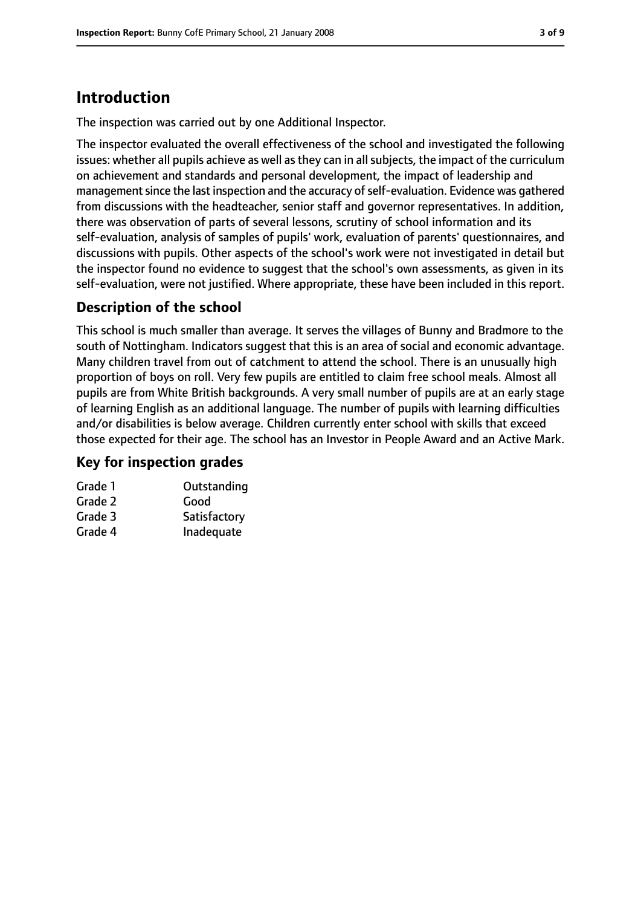## Introduction

The inspection was carried out by one Additional Inspector.

The inspector evaluated the overall effectiveness of the school and investigated the following issues: whether all pupils achieve as well as they can in all subjects, the impact of the curriculum on achievement and standards and personal development, the impact of leadership and management since the last inspection and the accuracy of self-evaluation. Evidence was gathered from discussions with the headteacher, senior staff and governor representatives. In addition, there was observation of parts of several lessons, scrutiny of school information and its self-evaluation, analysis of samples of pupils' work, evaluation of parents' questionnaires, and discussions with pupils. Other aspects of the school's work were not investigated in detail but the inspector found no evidence to suggest that the school's own assessments, as given in its self-evaluation, were not justified. Where appropriate, these have been included in this report.

### Description of the school

This school is much smaller than average. It serves the villages of Bunny and Bradmore to the south of Nottingham. Indicators suggest that this is an area of social and economic advantage. Many children travel from out of catchment to attend the school. There is an unusually high proportion of boys on roll. Very few pupils are entitled to claim free school meals. Almost all pupils are from White British backgrounds. A very small number of pupils are at an early stage of learning English as an additional language. The number of pupils with learning difficulties and/or disabilities is below average. Children currently enter school with skills that exceed those expected for their age. The school has an Investor in People Award and an Active Mark.

### Key for inspection grades

| | |
|---|---|
| Grade 1 | Outstanding |
| Grade 2 | Good |
| Grade 3 | Satisfactory |
| Grade 4 | Inadequate |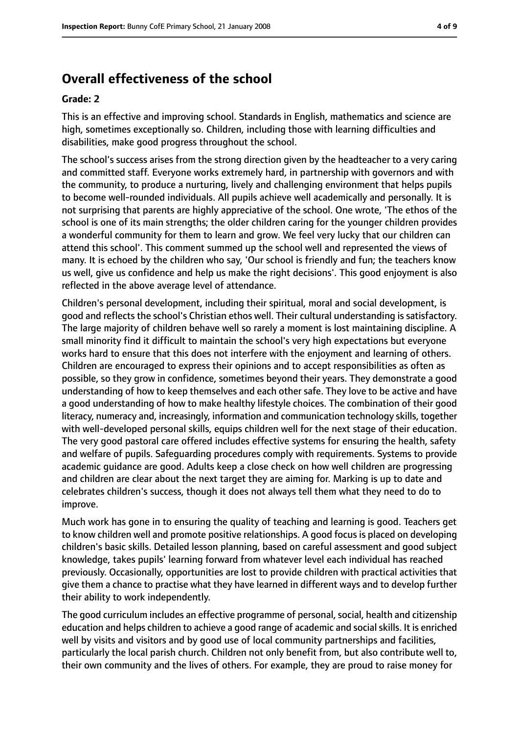## Overall effectiveness of the school

**Grade: 2**

This is an effective and improving school. Standards in English, mathematics and science are high, sometimes exceptionally so. Children, including those with learning difficulties and disabilities, make good progress throughout the school.

The school's success arises from the strong direction given by the headteacher to a very caring and committed staff. Everyone works extremely hard, in partnership with governors and with the community, to produce a nurturing, lively and challenging environment that helps pupils to become well-rounded individuals. All pupils achieve well academically and personally. It is not surprising that parents are highly appreciative of the school. One wrote, 'The ethos of the school is one of its main strengths; the older children caring for the younger children provides a wonderful community for them to learn and grow. We feel very lucky that our children can attend this school'. This comment summed up the school well and represented the views of many. It is echoed by the children who say, 'Our school is friendly and fun; the teachers know us well, give us confidence and help us make the right decisions'. This good enjoyment is also reflected in the above average level of attendance.

Children's personal development, including their spiritual, moral and social development, is good and reflects the school's Christian ethos well. Their cultural understanding is satisfactory. The large majority of children behave well so rarely a moment is lost maintaining discipline. A small minority find it difficult to maintain the school's very high expectations but everyone works hard to ensure that this does not interfere with the enjoyment and learning of others. Children are encouraged to express their opinions and to accept responsibilities as often as possible, so they grow in confidence, sometimes beyond their years. They demonstrate a good understanding of how to keep themselves and each other safe. They love to be active and have a good understanding of how to make healthy lifestyle choices. The combination of their good literacy, numeracy and, increasingly, information and communication technology skills, together with well-developed personal skills, equips children well for the next stage of their education. The very good pastoral care offered includes effective systems for ensuring the health, safety and welfare of pupils. Safeguarding procedures comply with requirements. Systems to provide academic guidance are good. Adults keep a close check on how well children are progressing and children are clear about the next target they are aiming for. Marking is up to date and celebrates children's success, though it does not always tell them what they need to do to improve.

Much work has gone in to ensuring the quality of teaching and learning is good. Teachers get to know children well and promote positive relationships. A good focus is placed on developing children's basic skills. Detailed lesson planning, based on careful assessment and good subject knowledge, takes pupils' learning forward from whatever level each individual has reached previously. Occasionally, opportunities are lost to provide children with practical activities that give them a chance to practise what they have learned in different ways and to develop further their ability to work independently.

The good curriculum includes an effective programme of personal, social, health and citizenship education and helps children to achieve a good range of academic and social skills. It is enriched well by visits and visitors and by good use of local community partnerships and facilities, particularly the local parish church. Children not only benefit from, but also contribute well to, their own community and the lives of others. For example, they are proud to raise money for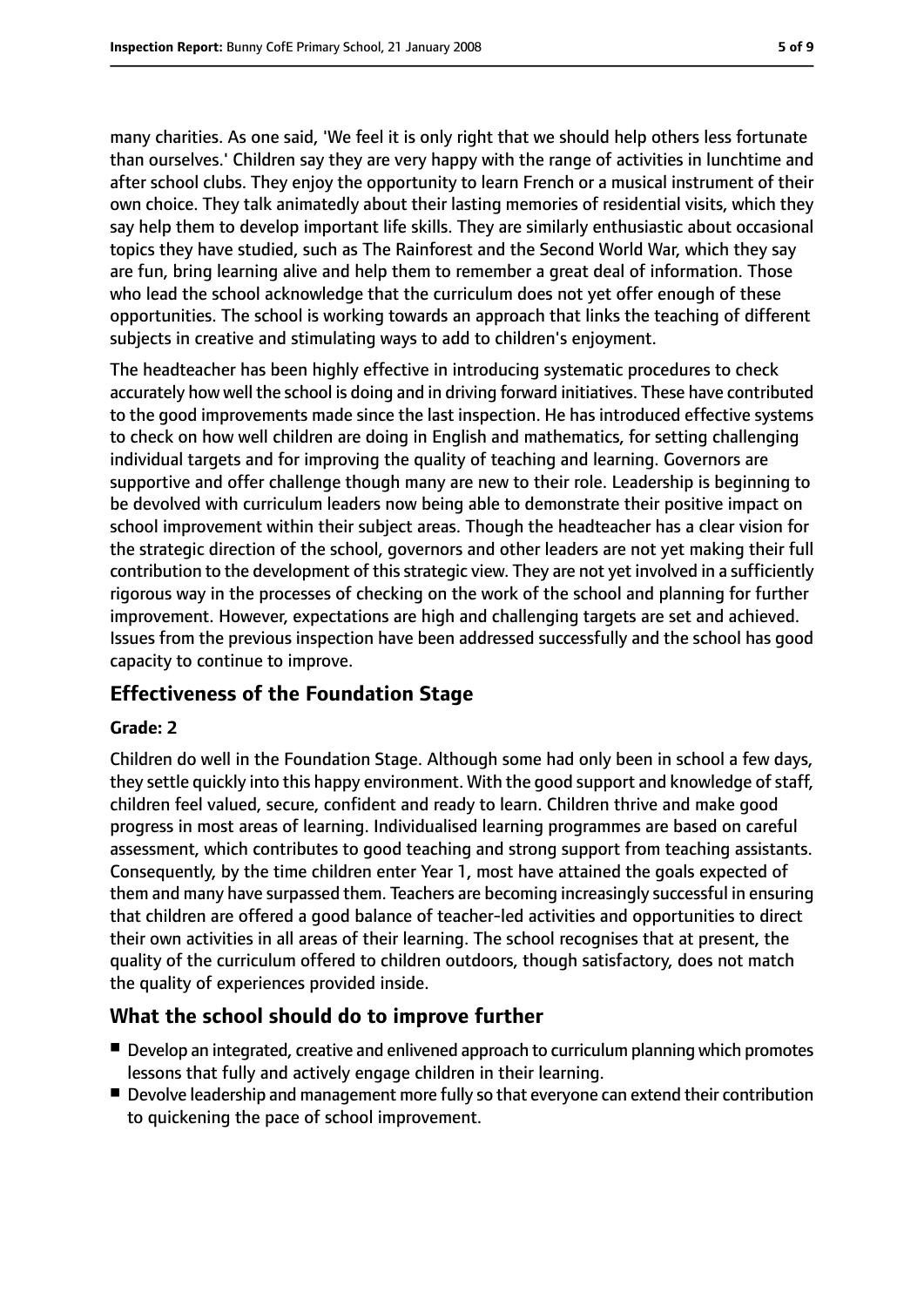many charities. As one said, 'We feel it is only right that we should help others less fortunate than ourselves.' Children say they are very happy with the range of activities in lunchtime and after school clubs. They enjoy the opportunity to learn French or a musical instrument of their own choice. They talk animatedly about their lasting memories of residential visits, which they say help them to develop important life skills. They are similarly enthusiastic about occasional topics they have studied, such as The Rainforest and the Second World War, which they say are fun, bring learning alive and help them to remember a great deal of information. Those who lead the school acknowledge that the curriculum does not yet offer enough of these opportunities. The school is working towards an approach that links the teaching of different subjects in creative and stimulating ways to add to children's enjoyment.

The headteacher has been highly effective in introducing systematic procedures to check accurately how well the school is doing and in driving forward initiatives. These have contributed to the good improvements made since the last inspection. He has introduced effective systems to check on how well children are doing in English and mathematics, for setting challenging individual targets and for improving the quality of teaching and learning. Governors are supportive and offer challenge though many are new to their role. Leadership is beginning to be devolved with curriculum leaders now being able to demonstrate their positive impact on school improvement within their subject areas. Though the headteacher has a clear vision for the strategic direction of the school, governors and other leaders are not yet making their full contribution to the development of this strategic view. They are not yet involved in a sufficiently rigorous way in the processes of checking on the work of the school and planning for further improvement. However, expectations are high and challenging targets are set and achieved. Issues from the previous inspection have been addressed successfully and the school has good capacity to continue to improve.

## Effectiveness of the Foundation Stage

**Grade: 2**

Children do well in the Foundation Stage. Although some had only been in school a few days, they settle quickly into this happy environment. With the good support and knowledge of staff, children feel valued, secure, confident and ready to learn. Children thrive and make good progress in most areas of learning. Individualised learning programmes are based on careful assessment, which contributes to good teaching and strong support from teaching assistants. Consequently, by the time children enter Year 1, most have attained the goals expected of them and many have surpassed them. Teachers are becoming increasingly successful in ensuring that children are offered a good balance of teacher-led activities and opportunities to direct their own activities in all areas of their learning. The school recognises that at present, the quality of the curriculum offered to children outdoors, though satisfactory, does not match the quality of experiences provided inside.

## What the school should do to improve further

- Develop an integrated, creative and enlivened approach to curriculum planning which promotes lessons that fully and actively engage children in their learning.
- Devolve leadership and management more fully so that everyone can extend their contribution to quickening the pace of school improvement.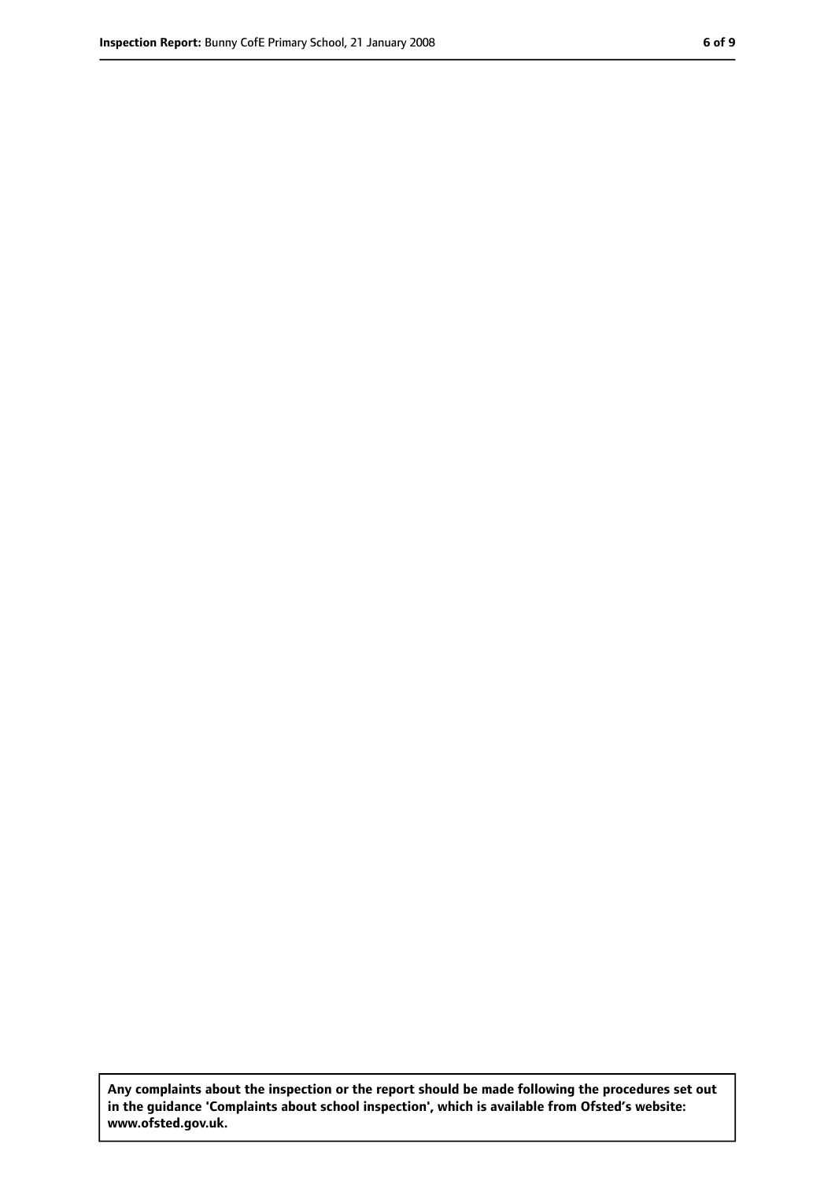**Any complaints about the inspection or the report should be made following the procedures set out in the guidance 'Complaints about school inspection', which is available from Ofsted's website: www.ofsted.gov.uk.**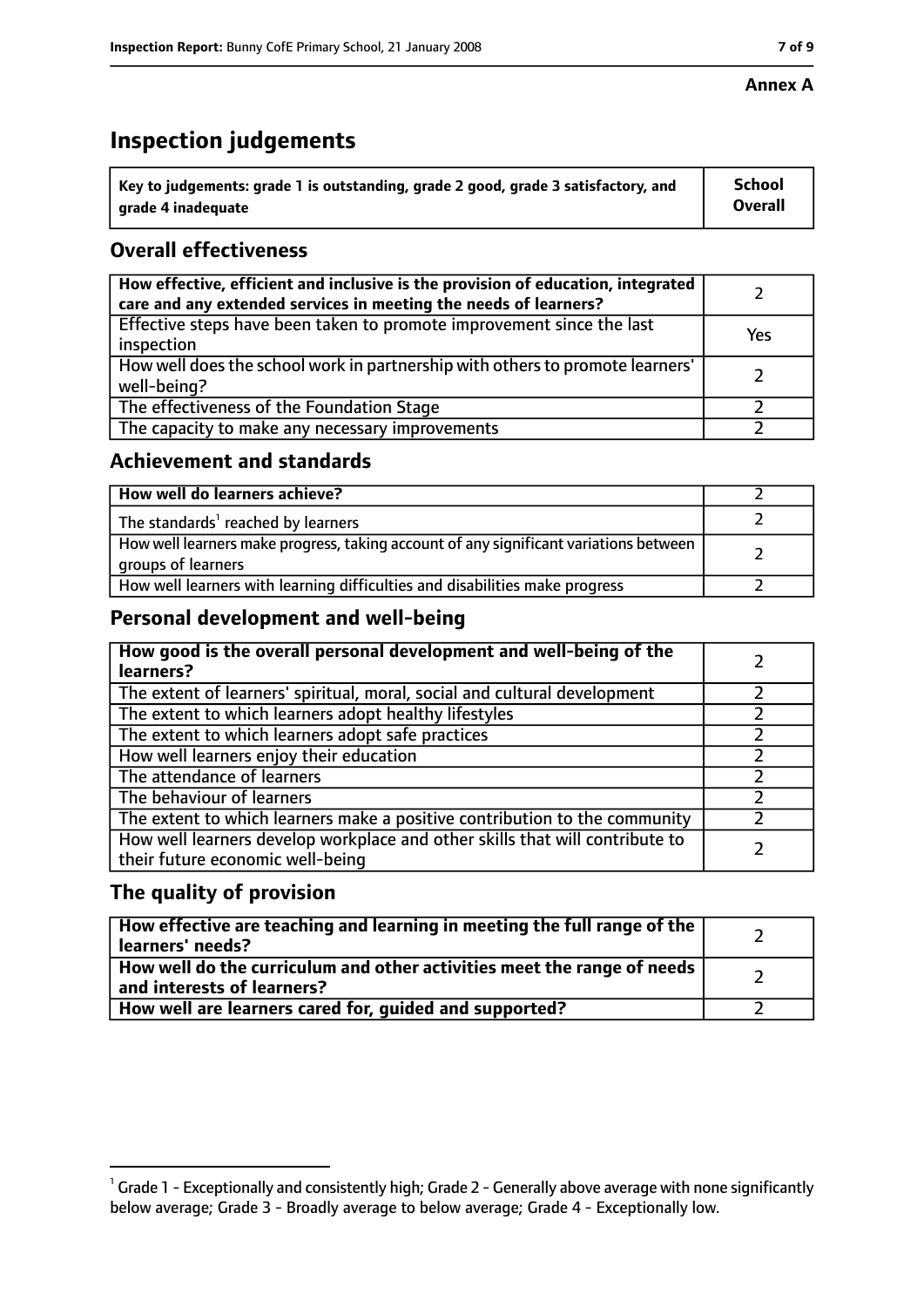**Annex A**

# Inspection judgements

| Key to judgements: grade 1 is outstanding, grade 2 good, grade 3 satisfactory, and grade 4 inadequate | School Overall |
|---|---|

## Overall effectiveness

| | |
|---|---|
| **How effective, efficient and inclusive is the provision of education, integrated care and any extended services in meeting the needs of learners?** | 2 |
| Effective steps have been taken to promote improvement since the last inspection | Yes |
| How well does the school work in partnership with others to promote learners' well-being? | 2 |
| The effectiveness of the Foundation Stage | 2 |
| The capacity to make any necessary improvements | 2 |

## Achievement and standards

| | |
|---|---|
| **How well do learners achieve?** | 2 |
| The standards[1] reached by learners | 2 |
| How well learners make progress, taking account of any significant variations between groups of learners | 2 |
| How well learners with learning difficulties and disabilities make progress | 2 |

## Personal development and well-being

| | |
|---|---|
| **How good is the overall personal development and well-being of the learners?** | 2 |
| The extent of learners' spiritual, moral, social and cultural development | 2 |
| The extent to which learners adopt healthy lifestyles | 2 |
| The extent to which learners adopt safe practices | 2 |
| How well learners enjoy their education | 2 |
| The attendance of learners | 2 |
| The behaviour of learners | 2 |
| The extent to which learners make a positive contribution to the community | 2 |
| How well learners develop workplace and other skills that will contribute to their future economic well-being | 2 |

## The quality of provision

| | |
|---|---|
| **How effective are teaching and learning in meeting the full range of the learners' needs?** | 2 |
| **How well do the curriculum and other activities meet the range of needs and interests of learners?** | 2 |
| **How well are learners cared for, guided and supported?** | 2 |

[1] Grade 1 - Exceptionally and consistently high; Grade 2 - Generally above average with none significantly below average; Grade 3 - Broadly average to below average; Grade 4 - Exceptionally low.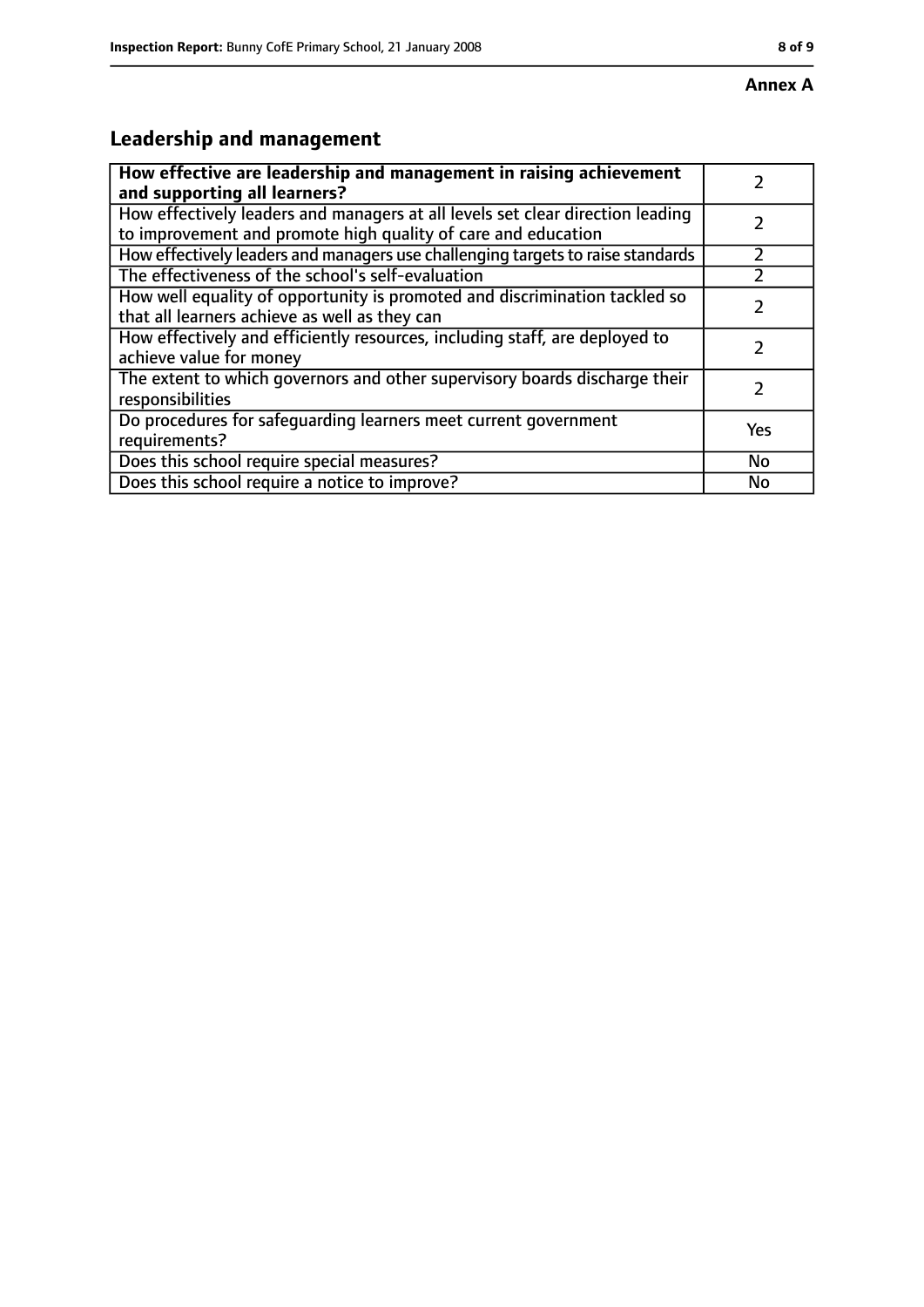**Annex A**

## Leadership and management

| **How effective are leadership and management in raising achievement and supporting all learners?** | 2 |
| --- | --- |
| How effectively leaders and managers at all levels set clear direction leading to improvement and promote high quality of care and education | 2 |
| How effectively leaders and managers use challenging targets to raise standards | 2 |
| The effectiveness of the school's self-evaluation | 2 |
| How well equality of opportunity is promoted and discrimination tackled so that all learners achieve as well as they can | 2 |
| How effectively and efficiently resources, including staff, are deployed to achieve value for money | 2 |
| The extent to which governors and other supervisory boards discharge their responsibilities | 2 |
| Do procedures for safeguarding learners meet current government requirements? | Yes |
| Does this school require special measures? | No |
| Does this school require a notice to improve? | No |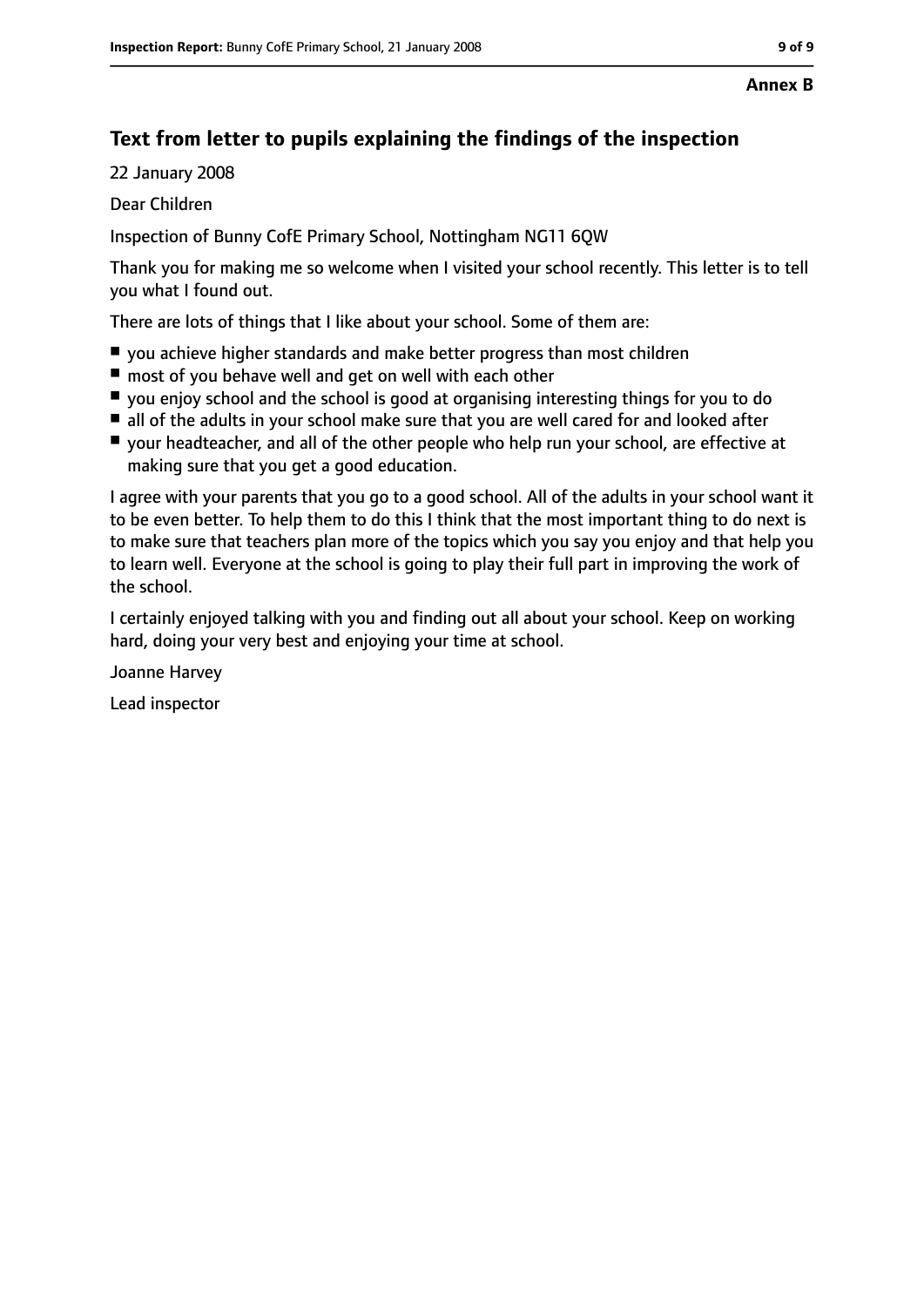**Annex B**

## Text from letter to pupils explaining the findings of the inspection

22 January 2008

Dear Children

Inspection of Bunny CofE Primary School, Nottingham NG11 6QW

Thank you for making me so welcome when I visited your school recently. This letter is to tell you what I found out.

There are lots of things that I like about your school. Some of them are:

- you achieve higher standards and make better progress than most children
- most of you behave well and get on well with each other
- you enjoy school and the school is good at organising interesting things for you to do
- all of the adults in your school make sure that you are well cared for and looked after
- your headteacher, and all of the other people who help run your school, are effective at making sure that you get a good education.

I agree with your parents that you go to a good school. All of the adults in your school want it to be even better. To help them to do this I think that the most important thing to do next is to make sure that teachers plan more of the topics which you say you enjoy and that help you to learn well. Everyone at the school is going to play their full part in improving the work of the school.

I certainly enjoyed talking with you and finding out all about your school. Keep on working hard, doing your very best and enjoying your time at school.

Joanne Harvey

Lead inspector